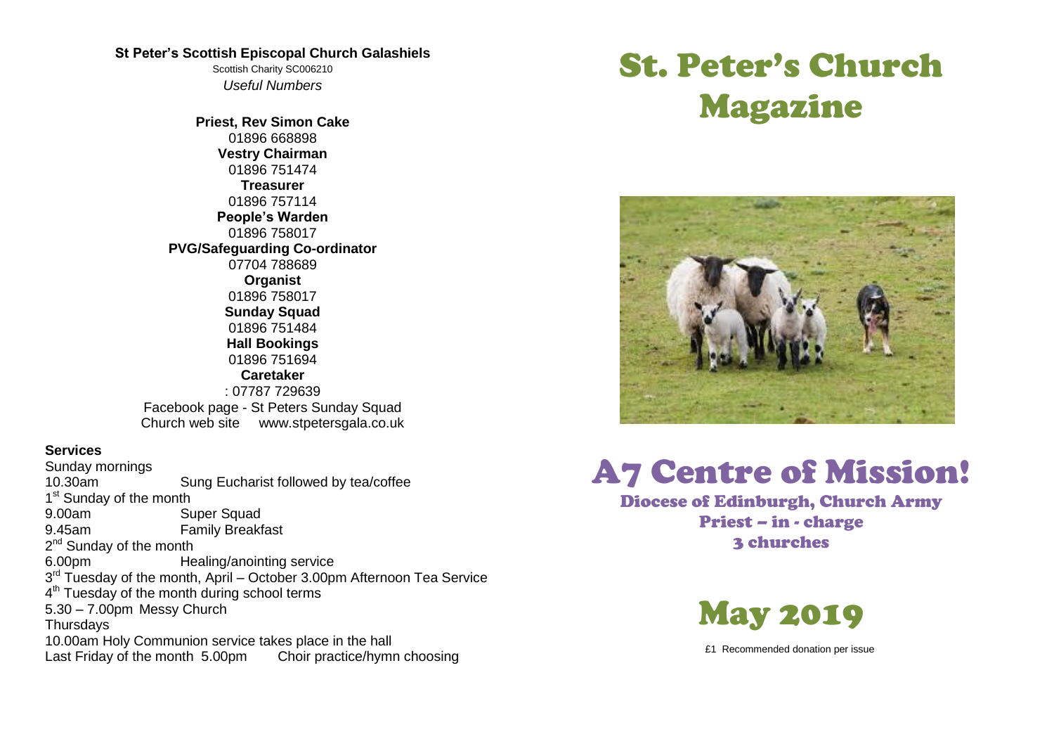**St Peter's Scottish Episcopal Church Galashiels**

Scottish Charity SC006210

*Useful Numbers*

**Priest, Rev Simon Cake**
01896 668898

**Vestry Chairman**
01896 751474

**Treasurer**
01896 757114

**People's Warden**
01896 758017

**PVG/Safeguarding Co-ordinator**
07704 788689

**Organist**
01896 758017

**Sunday Squad**
01896 751484

**Hall Bookings**
01896 751694

**Caretaker**
: 07787 729639

Facebook page - St Peters Sunday Squad

Church web site www.stpetersgala.co.uk

**Services**

Sunday mornings

10.30am Sung Eucharist followed by tea/coffee

1st Sunday of the month

9.00am Super Squad

9.45am Family Breakfast

2nd Sunday of the month

6.00pm Healing/anointing service

3rd Tuesday of the month, April – October 3.00pm Afternoon Tea Service

4th Tuesday of the month during school terms

5.30 – 7.00pm Messy Church

Thursdays

10.00am Holy Communion service takes place in the hall

Last Friday of the month 5.00pm Choir practice/hymn choosing

# St. Peter's Church Magazine

# A7 Centre of Mission!

### Diocese of Edinburgh, Church Army
### Priest – in - charge
### 3 churches

# May 2019

£1 Recommended donation per issue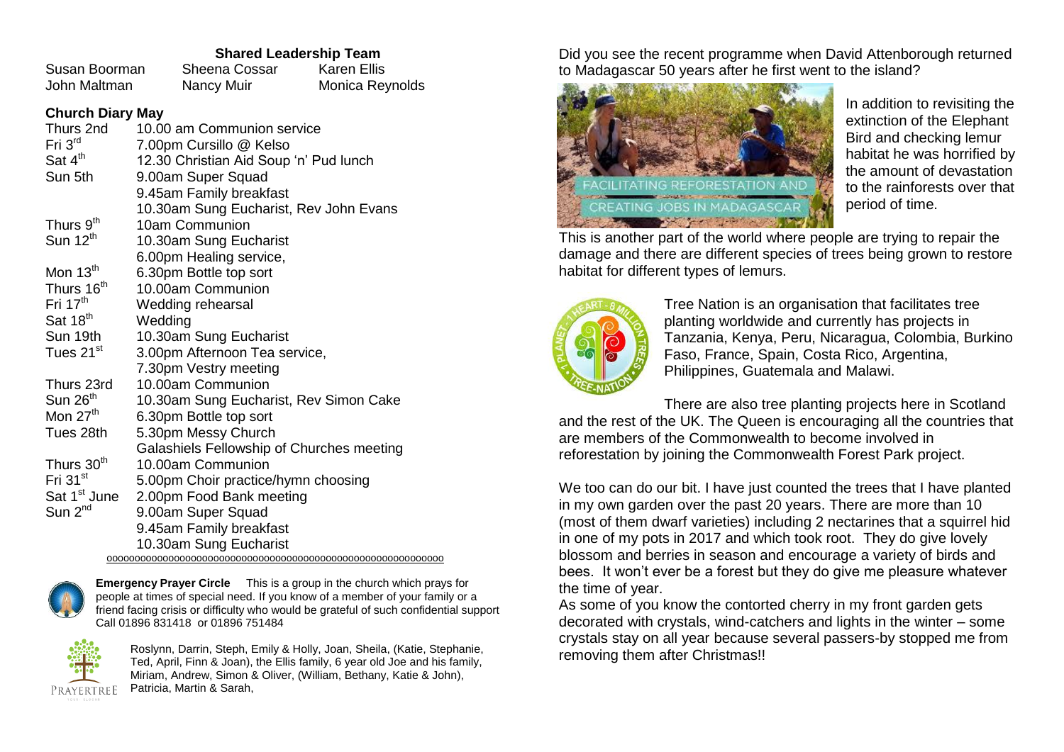**Shared Leadership Team**

| | | |
|---|---|---|
| Susan Boorman | Sheena Cossar | Karen Ellis |
| John Maltman | Nancy Muir | Monica Reynolds |

**Church Diary May**

| | |
|---|---|
| Thurs 2nd | 10.00 am Communion service |
| Fri 3rd | 7.00pm Cursillo @ Kelso |
| Sat 4th | 12.30 Christian Aid Soup 'n' Pud lunch |
| Sun 5th | 9.00am Super Squad |
| | 9.45am Family breakfast |
| | 10.30am Sung Eucharist, Rev John Evans |
| Thurs 9th | 10am Communion |
| Sun 12th | 10.30am Sung Eucharist |
| | 6.00pm Healing service, |
| Mon 13th | 6.30pm Bottle top sort |
| Thurs 16th | 10.00am Communion |
| Fri 17th | Wedding rehearsal |
| Sat 18th | Wedding |
| Sun 19th | 10.30am Sung Eucharist |
| Tues 21st | 3.00pm Afternoon Tea service, |
| | 7.30pm Vestry meeting |
| Thurs 23rd | 10.00am Communion |
| Sun 26th | 10.30am Sung Eucharist, Rev Simon Cake |
| Mon 27th | 6.30pm Bottle top sort |
| Tues 28th | 5.30pm Messy Church |
| | Galashiels Fellowship of Churches meeting |
| Thurs 30th | 10.00am Communion |
| Fri 31st | 5.00pm Choir practice/hymn choosing |
| Sat 1st June | 2.00pm Food Bank meeting |
| Sun 2nd | 9.00am Super Squad |
| | 9.45am Family breakfast |
| | 10.30am Sung Eucharist |

ooooooooooooooooooooooooooooooooooooooooooooooooooooooooooo

**Emergency Prayer Circle** This is a group in the church which prays for people at times of special need. If you know of a member of your family or a friend facing crisis or difficulty who would be grateful of such confidential support Call 01896 831418 or 01896 751484

Roslynn, Darrin, Steph, Emily & Holly, Joan, Sheila, (Katie, Stephanie, Ted, April, Finn & Joan), the Ellis family, 6 year old Joe and his family, Miriam, Andrew, Simon & Oliver, (William, Bethany, Katie & John), Patricia, Martin & Sarah,

Did you see the recent programme when David Attenborough returned to Madagascar 50 years after he first went to the island?

In addition to revisiting the extinction of the Elephant Bird and checking lemur habitat he was horrified by the amount of devastation to the rainforests over that period of time.

This is another part of the world where people are trying to repair the damage and there are different species of trees being grown to restore habitat for different types of lemurs.

Tree Nation is an organisation that facilitates tree planting worldwide and currently has projects in Tanzania, Kenya, Peru, Nicaragua, Colombia, Burkino Faso, France, Spain, Costa Rico, Argentina, Philippines, Guatemala and Malawi.

There are also tree planting projects here in Scotland and the rest of the UK. The Queen is encouraging all the countries that are members of the Commonwealth to become involved in reforestation by joining the Commonwealth Forest Park project.

We too can do our bit. I have just counted the trees that I have planted in my own garden over the past 20 years. There are more than 10 (most of them dwarf varieties) including 2 nectarines that a squirrel hid in one of my pots in 2017 and which took root. They do give lovely blossom and berries in season and encourage a variety of birds and bees. It won't ever be a forest but they do give me pleasure whatever the time of year.

As some of you know the contorted cherry in my front garden gets decorated with crystals, wind-catchers and lights in the winter – some crystals stay on all year because several passers-by stopped me from removing them after Christmas!!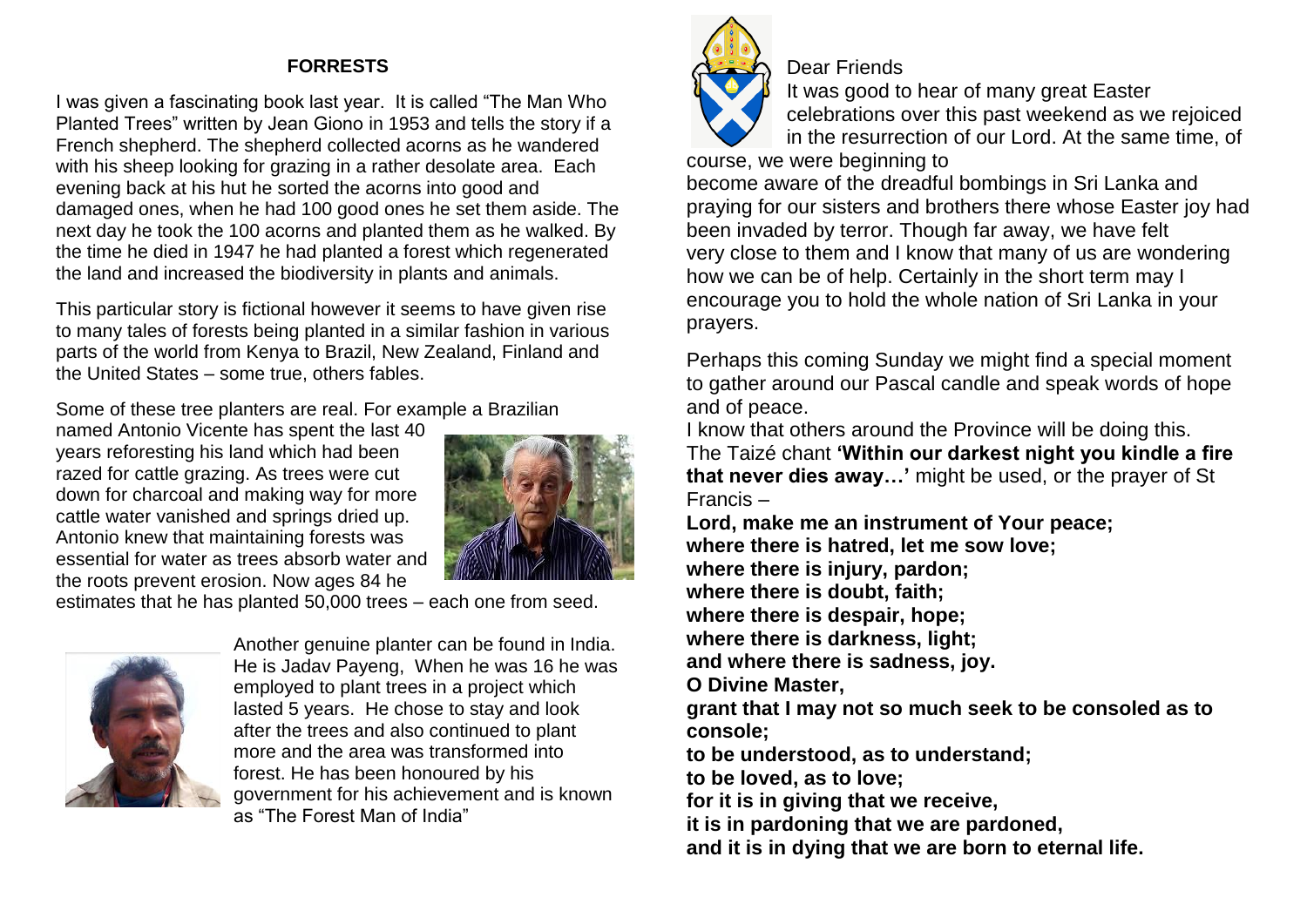## FORRESTS

I was given a fascinating book last year. It is called "The Man Who Planted Trees" written by Jean Giono in 1953 and tells the story if a French shepherd. The shepherd collected acorns as he wandered with his sheep looking for grazing in a rather desolate area. Each evening back at his hut he sorted the acorns into good and damaged ones, when he had 100 good ones he set them aside. The next day he took the 100 acorns and planted them as he walked. By the time he died in 1947 he had planted a forest which regenerated the land and increased the biodiversity in plants and animals.

This particular story is fictional however it seems to have given rise to many tales of forests being planted in a similar fashion in various parts of the world from Kenya to Brazil, New Zealand, Finland and the United States – some true, others fables.

Some of these tree planters are real. For example a Brazilian named Antonio Vicente has spent the last 40 years reforesting his land which had been razed for cattle grazing. As trees were cut down for charcoal and making way for more cattle water vanished and springs dried up. Antonio knew that maintaining forests was essential for water as trees absorb water and the roots prevent erosion. Now ages 84 he estimates that he has planted 50,000 trees – each one from seed.

Another genuine planter can be found in India. He is Jadav Payeng, When he was 16 he was employed to plant trees in a project which lasted 5 years. He chose to stay and look after the trees and also continued to plant more and the area was transformed into forest. He has been honoured by his government for his achievement and is known as "The Forest Man of India"

Dear Friends

It was good to hear of many great Easter celebrations over this past weekend as we rejoiced in the resurrection of our Lord. At the same time, of course, we were beginning to become aware of the dreadful bombings in Sri Lanka and praying for our sisters and brothers there whose Easter joy had been invaded by terror. Though far away, we have felt very close to them and I know that many of us are wondering how we can be of help. Certainly in the short term may I encourage you to hold the whole nation of Sri Lanka in your prayers.

Perhaps this coming Sunday we might find a special moment to gather around our Pascal candle and speak words of hope and of peace.

I know that others around the Province will be doing this. The Taizé chant **'Within our darkest night you kindle a fire that never dies away…'** might be used, or the prayer of St Francis –

**Lord, make me an instrument of Your peace;**
**where there is hatred, let me sow love;**
**where there is injury, pardon;**
**where there is doubt, faith;**
**where there is despair, hope;**
**where there is darkness, light;**
**and where there is sadness, joy.**
**O Divine Master,**
**grant that I may not so much seek to be consoled as to console;**
**to be understood, as to understand;**
**to be loved, as to love;**
**for it is in giving that we receive,**
**it is in pardoning that we are pardoned,**
**and it is in dying that we are born to eternal life.**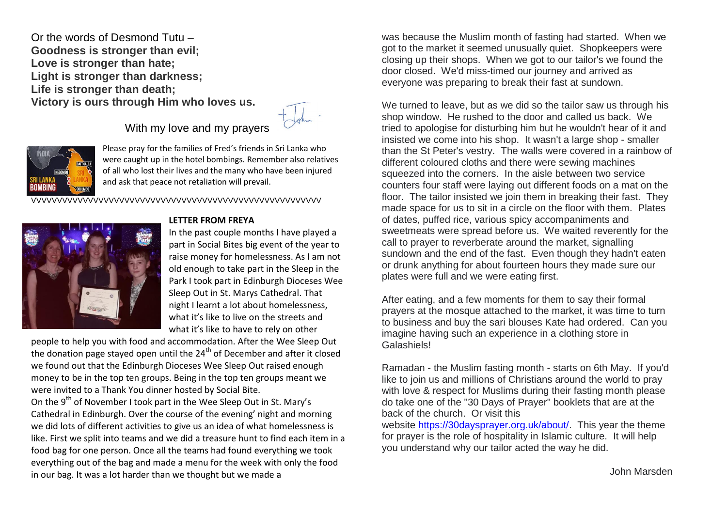Or the words of Desmond Tutu –
**Goodness is stronger than evil;**
**Love is stronger than hate;**
**Light is stronger than darkness;**
**Life is stronger than death;**
**Victory is ours through Him who loves us.**

With my love and my prayers

Please pray for the families of Fred's friends in Sri Lanka who were caught up in the hotel bombings. Remember also relatives of all who lost their lives and the many who have been injured and ask that peace not retaliation will prevail.

VVVVVVVVVVVVVVVVVVVVVVVVVVVVVVVVVVVVVVVVVVVVVVVVVVVVVVVV

**LETTER FROM FREYA**

In the past couple months I have played a part in Social Bites big event of the year to raise money for homelessness. As I am not old enough to take part in the Sleep in the Park I took part in Edinburgh Dioceses Wee Sleep Out in St. Marys Cathedral. That night I learnt a lot about homelessness, what it's like to live on the streets and what it's like to have to rely on other people to help you with food and accommodation. After the Wee Sleep Out the donation page stayed open until the 24th of December and after it closed we found out that the Edinburgh Dioceses Wee Sleep Out raised enough money to be in the top ten groups. Being in the top ten groups meant we were invited to a Thank You dinner hosted by Social Bite.

On the 9th of November I took part in the Wee Sleep Out in St. Mary's Cathedral in Edinburgh. Over the course of the evening' night and morning we did lots of different activities to give us an idea of what homelessness is like. First we split into teams and we did a treasure hunt to find each item in a food bag for one person. Once all the teams had found everything we took everything out of the bag and made a menu for the week with only the food in our bag. It was a lot harder than we thought but we made a

was because the Muslim month of fasting had started. When we got to the market it seemed unusually quiet. Shopkeepers were closing up their shops. When we got to our tailor's we found the door closed. We'd miss-timed our journey and arrived as everyone was preparing to break their fast at sundown.

We turned to leave, but as we did so the tailor saw us through his shop window. He rushed to the door and called us back. We tried to apologise for disturbing him but he wouldn't hear of it and insisted we come into his shop. It wasn't a large shop - smaller than the St Peter's vestry. The walls were covered in a rainbow of different coloured cloths and there were sewing machines squeezed into the corners. In the aisle between two service counters four staff were laying out different foods on a mat on the floor. The tailor insisted we join them in breaking their fast. They made space for us to sit in a circle on the floor with them. Plates of dates, puffed rice, various spicy accompaniments and sweetmeats were spread before us. We waited reverently for the call to prayer to reverberate around the market, signalling sundown and the end of the fast. Even though they hadn't eaten or drunk anything for about fourteen hours they made sure our plates were full and we were eating first.

After eating, and a few moments for them to say their formal prayers at the mosque attached to the market, it was time to turn to business and buy the sari blouses Kate had ordered. Can you imagine having such an experience in a clothing store in Galashiels!

Ramadan - the Muslim fasting month - starts on 6th May. If you'd like to join us and millions of Christians around the world to pray with love & respect for Muslims during their fasting month please do take one of the "30 Days of Prayer" booklets that are at the back of the church. Or visit this website [https://30daysprayer.org.uk/about/](https://30daysprayer.org.uk/about/). This year the theme for prayer is the role of hospitality in Islamic culture. It will help you understand why our tailor acted the way he did.

John Marsden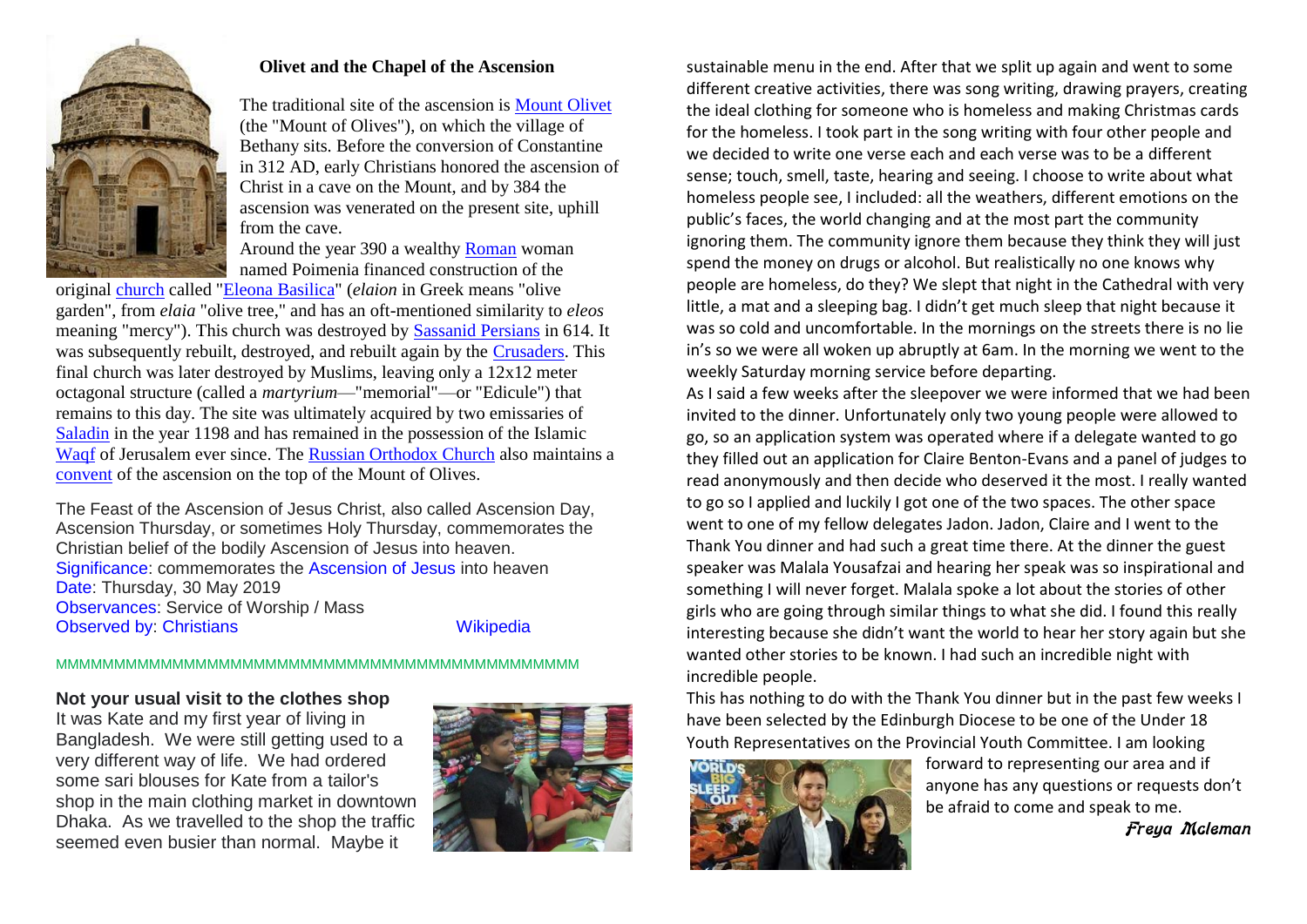## Olivet and the Chapel of the Ascension

The traditional site of the ascension is Mount Olivet (the "Mount of Olives"), on which the village of Bethany sits. Before the conversion of Constantine in 312 AD, early Christians honored the ascension of Christ in a cave on the Mount, and by 384 the ascension was venerated on the present site, uphill from the cave.

Around the year 390 a wealthy Roman woman named Poimenia financed construction of the original church called "Eleona Basilica" (*elaion* in Greek means "olive garden", from *elaia* "olive tree," and has an oft-mentioned similarity to *eleos* meaning "mercy"). This church was destroyed by Sassanid Persians in 614. It was subsequently rebuilt, destroyed, and rebuilt again by the Crusaders. This final church was later destroyed by Muslims, leaving only a 12x12 meter octagonal structure (called a *martyrium*—"memorial"—or "Edicule") that remains to this day. The site was ultimately acquired by two emissaries of Saladin in the year 1198 and has remained in the possession of the Islamic Waqf of Jerusalem ever since. The Russian Orthodox Church also maintains a convent of the ascension on the top of the Mount of Olives.

The Feast of the Ascension of Jesus Christ, also called Ascension Day, Ascension Thursday, or sometimes Holy Thursday, commemorates the Christian belief of the bodily Ascension of Jesus into heaven.

Significance: commemorates the Ascension of Jesus into heaven
Date: Thursday, 30 May 2019
Observances: Service of Worship / Mass
Observed by: Christians Wikipedia

MMMMMMMMMMMMMMMMMMMMMMMMMMMMMMMMMMMMMMMMMMMMMMMM

**Not your usual visit to the clothes shop**

It was Kate and my first year of living in Bangladesh. We were still getting used to a very different way of life. We had ordered some sari blouses for Kate from a tailor's shop in the main clothing market in downtown Dhaka. As we travelled to the shop the traffic seemed even busier than normal. Maybe it

sustainable menu in the end. After that we split up again and went to some different creative activities, there was song writing, drawing prayers, creating the ideal clothing for someone who is homeless and making Christmas cards for the homeless. I took part in the song writing with four other people and we decided to write one verse each and each verse was to be a different sense; touch, smell, taste, hearing and seeing. I choose to write about what homeless people see, I included: all the weathers, different emotions on the public's faces, the world changing and at the most part the community ignoring them. The community ignore them because they think they will just spend the money on drugs or alcohol. But realistically no one knows why people are homeless, do they? We slept that night in the Cathedral with very little, a mat and a sleeping bag. I didn't get much sleep that night because it was so cold and uncomfortable. In the mornings on the streets there is no lie in's so we were all woken up abruptly at 6am. In the morning we went to the weekly Saturday morning service before departing.

As I said a few weeks after the sleepover we were informed that we had been invited to the dinner. Unfortunately only two young people were allowed to go, so an application system was operated where if a delegate wanted to go they filled out an application for Claire Benton-Evans and a panel of judges to read anonymously and then decide who deserved it the most. I really wanted to go so I applied and luckily I got one of the two spaces. The other space went to one of my fellow delegates Jadon. Jadon, Claire and I went to the Thank You dinner and had such a great time there. At the dinner the guest speaker was Malala Yousafzai and hearing her speak was so inspirational and something I will never forget. Malala spoke a lot about the stories of other girls who are going through similar things to what she did. I found this really interesting because she didn't want the world to hear her story again but she wanted other stories to be known. I had such an incredible night with incredible people.

This has nothing to do with the Thank You dinner but in the past few weeks I have been selected by the Edinburgh Diocese to be one of the Under 18 Youth Representatives on the Provincial Youth Committee. I am looking forward to representing our area and if anyone has any questions or requests don't be afraid to come and speak to me.

*Freya Mcleman*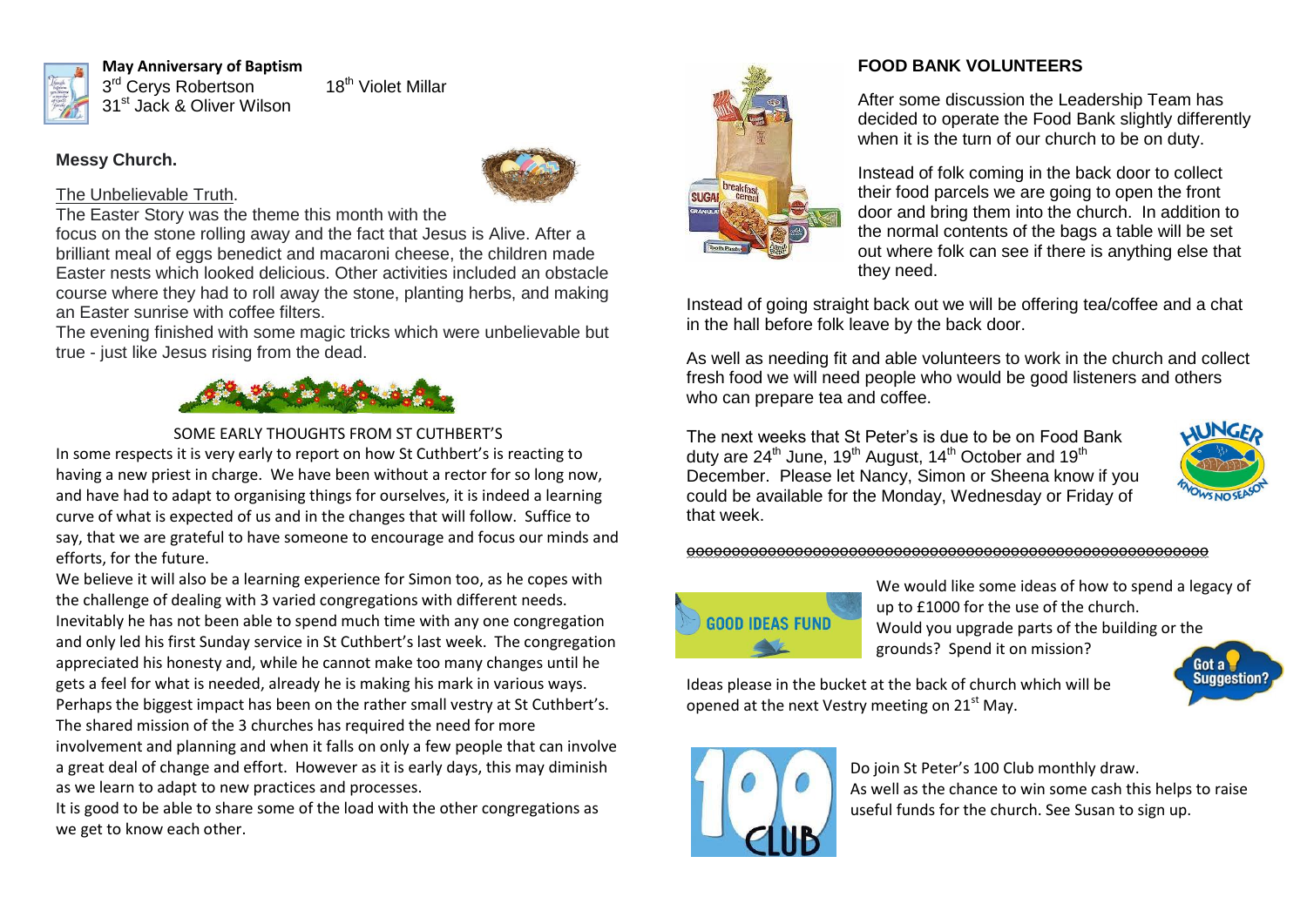**May Anniversary of Baptism**

3rd Cerys Robertson  18th Violet Millar

31st Jack & Oliver Wilson

## Messy Church.

The Unbelievable Truth.

The Easter Story was the theme this month with the focus on the stone rolling away and the fact that Jesus is Alive. After a brilliant meal of eggs benedict and macaroni cheese, the children made Easter nests which looked delicious. Other activities included an obstacle course where they had to roll away the stone, planting herbs, and making an Easter sunrise with coffee filters.

The evening finished with some magic tricks which were unbelievable but true - just like Jesus rising from the dead.

## SOME EARLY THOUGHTS FROM ST CUTHBERT'S

In some respects it is very early to report on how St Cuthbert's is reacting to having a new priest in charge. We have been without a rector for so long now, and have had to adapt to organising things for ourselves, it is indeed a learning curve of what is expected of us and in the changes that will follow. Suffice to say, that we are grateful to have someone to encourage and focus our minds and efforts, for the future.

We believe it will also be a learning experience for Simon too, as he copes with the challenge of dealing with 3 varied congregations with different needs. Inevitably he has not been able to spend much time with any one congregation and only led his first Sunday service in St Cuthbert's last week. The congregation appreciated his honesty and, while he cannot make too many changes until he gets a feel for what is needed, already he is making his mark in various ways. Perhaps the biggest impact has been on the rather small vestry at St Cuthbert's. The shared mission of the 3 churches has required the need for more involvement and planning and when it falls on only a few people that can involve a great deal of change and effort. However as it is early days, this may diminish as we learn to adapt to new practices and processes.

It is good to be able to share some of the load with the other congregations as we get to know each other.

## FOOD BANK VOLUNTEERS

After some discussion the Leadership Team has decided to operate the Food Bank slightly differently when it is the turn of our church to be on duty.

Instead of folk coming in the back door to collect their food parcels we are going to open the front door and bring them into the church. In addition to the normal contents of the bags a table will be set out where folk can see if there is anything else that they need.

Instead of going straight back out we will be offering tea/coffee and a chat in the hall before folk leave by the back door.

As well as needing fit and able volunteers to work in the church and collect fresh food we will need people who would be good listeners and others who can prepare tea and coffee.

The next weeks that St Peter's is due to be on Food Bank duty are 24th June, 19th August, 14th October and 19th December. Please let Nancy, Simon or Sheena know if you could be available for the Monday, Wednesday or Friday of that week.

---

**GOOD IDEAS FUND**

We would like some ideas of how to spend a legacy of up to £1000 for the use of the church. Would you upgrade parts of the building or the grounds? Spend it on mission?

Ideas please in the bucket at the back of church which will be opened at the next Vestry meeting on 21st May.

Do join St Peter's 100 Club monthly draw. As well as the chance to win some cash this helps to raise useful funds for the church. See Susan to sign up.